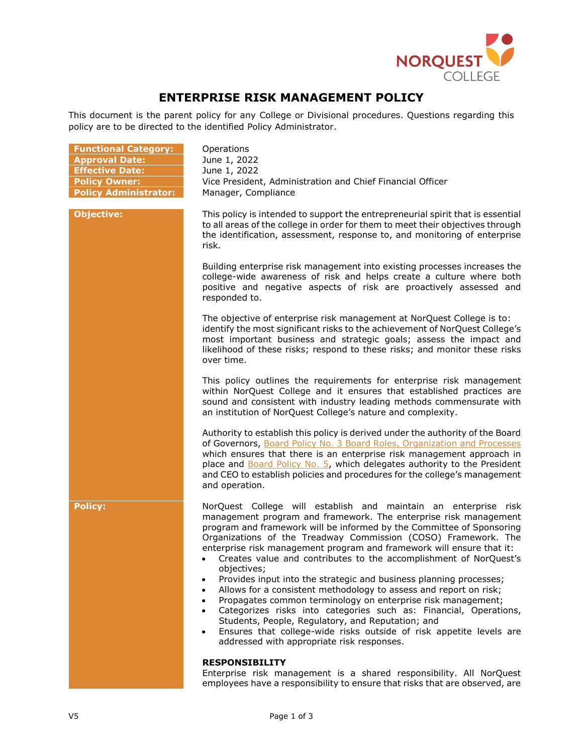# ENTERPRISE RISK MANAGEMENT POLICY

This document is the parent policy for any College or Divisional procedures. Questions regarding this policy are to be directed to the identified Policy Administrator.

| | |
|---|---|
| **Functional Category:** | Operations |
| **Approval Date:** | June 1, 2022 |
| **Effective Date:** | June 1, 2022 |
| **Policy Owner:** | Vice President, Administration and Chief Financial Officer |
| **Policy Administrator:** | Manager, Compliance |

## Objective:

This policy is intended to support the entrepreneurial spirit that is essential to all areas of the college in order for them to meet their objectives through the identification, assessment, response to, and monitoring of enterprise risk.

Building enterprise risk management into existing processes increases the college-wide awareness of risk and helps create a culture where both positive and negative aspects of risk are proactively assessed and responded to.

The objective of enterprise risk management at NorQuest College is to: identify the most significant risks to the achievement of NorQuest College's most important business and strategic goals; assess the impact and likelihood of these risks; respond to these risks; and monitor these risks over time.

This policy outlines the requirements for enterprise risk management within NorQuest College and it ensures that established practices are sound and consistent with industry leading methods commensurate with an institution of NorQuest College's nature and complexity.

Authority to establish this policy is derived under the authority of the Board of Governors, Board Policy No. 3 Board Roles, Organization and Processes which ensures that there is an enterprise risk management approach in place and Board Policy No. 5, which delegates authority to the President and CEO to establish policies and procedures for the college's management and operation.

## Policy:

NorQuest College will establish and maintain an enterprise risk management program and framework. The enterprise risk management program and framework will be informed by the Committee of Sponsoring Organizations of the Treadway Commission (COSO) Framework. The enterprise risk management program and framework will ensure that it:

- Creates value and contributes to the accomplishment of NorQuest's objectives;
- Provides input into the strategic and business planning processes;
- Allows for a consistent methodology to assess and report on risk;
- Propagates common terminology on enterprise risk management;
- Categorizes risks into categories such as: Financial, Operations, Students, People, Regulatory, and Reputation; and
- Ensures that college-wide risks outside of risk appetite levels are addressed with appropriate risk responses.

### RESPONSIBILITY

Enterprise risk management is a shared responsibility. All NorQuest employees have a responsibility to ensure that risks that are observed, are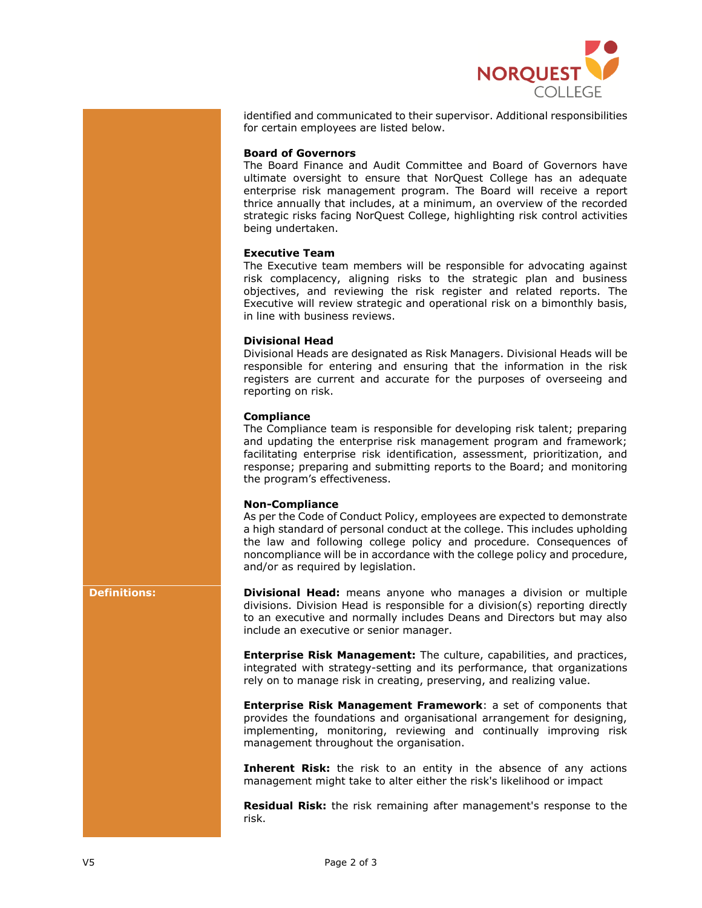identified and communicated to their supervisor. Additional responsibilities for certain employees are listed below.

**Board of Governors**
The Board Finance and Audit Committee and Board of Governors have ultimate oversight to ensure that NorQuest College has an adequate enterprise risk management program. The Board will receive a report thrice annually that includes, at a minimum, an overview of the recorded strategic risks facing NorQuest College, highlighting risk control activities being undertaken.

**Executive Team**
The Executive team members will be responsible for advocating against risk complacency, aligning risks to the strategic plan and business objectives, and reviewing the risk register and related reports. The Executive will review strategic and operational risk on a bimonthly basis, in line with business reviews.

**Divisional Head**
Divisional Heads are designated as Risk Managers. Divisional Heads will be responsible for entering and ensuring that the information in the risk registers are current and accurate for the purposes of overseeing and reporting on risk.

**Compliance**
The Compliance team is responsible for developing risk talent; preparing and updating the enterprise risk management program and framework; facilitating enterprise risk identification, assessment, prioritization, and response; preparing and submitting reports to the Board; and monitoring the program's effectiveness.

**Non-Compliance**
As per the Code of Conduct Policy, employees are expected to demonstrate a high standard of personal conduct at the college. This includes upholding the law and following college policy and procedure. Consequences of noncompliance will be in accordance with the college policy and procedure, and/or as required by legislation.

## Definitions:

**Divisional Head:** means anyone who manages a division or multiple divisions. Division Head is responsible for a division(s) reporting directly to an executive and normally includes Deans and Directors but may also include an executive or senior manager.

**Enterprise Risk Management:** The culture, capabilities, and practices, integrated with strategy-setting and its performance, that organizations rely on to manage risk in creating, preserving, and realizing value.

**Enterprise Risk Management Framework**: a set of components that provides the foundations and organisational arrangement for designing, implementing, monitoring, reviewing and continually improving risk management throughout the organisation.

**Inherent Risk:** the risk to an entity in the absence of any actions management might take to alter either the risk's likelihood or impact

**Residual Risk:** the risk remaining after management's response to the risk.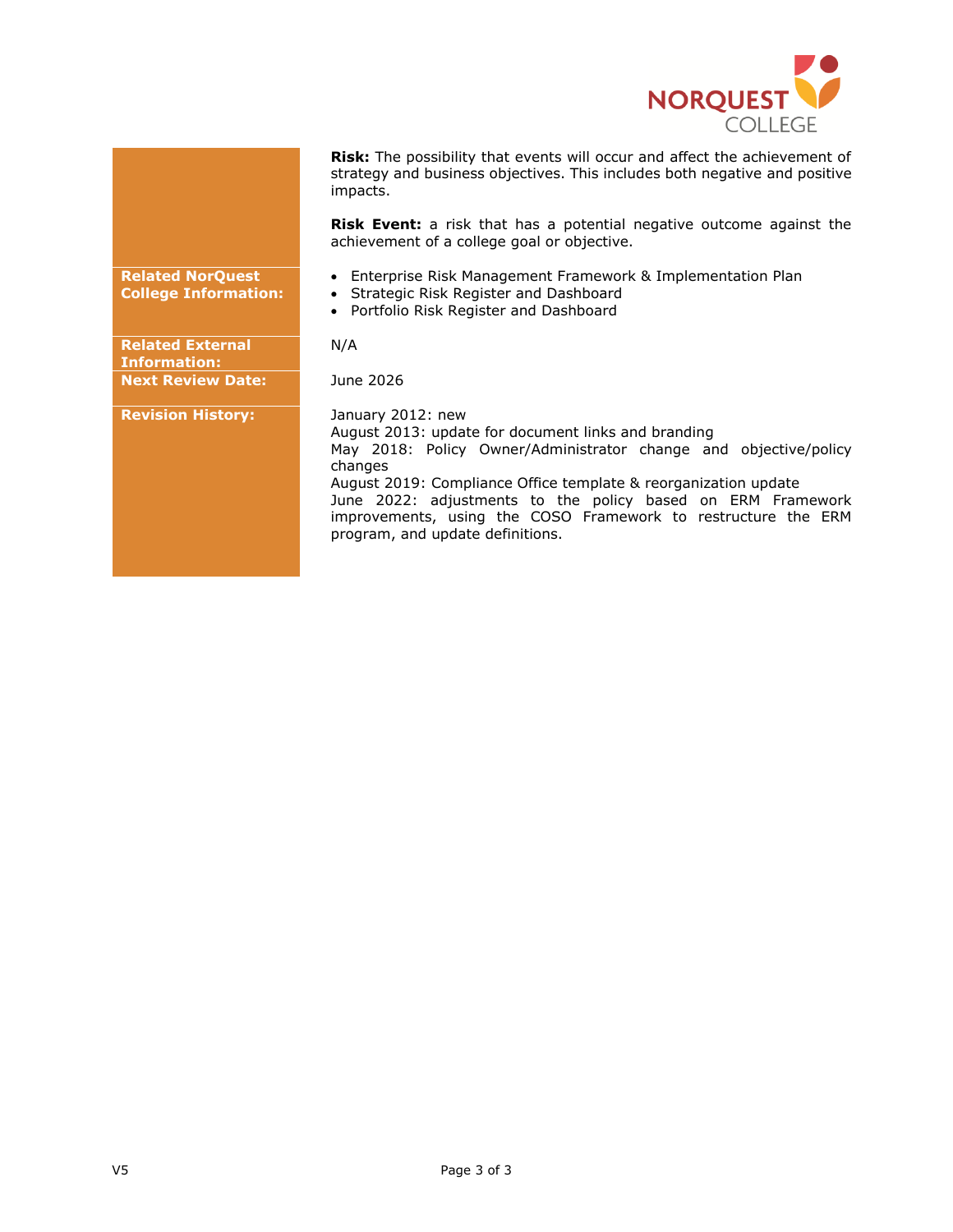| | |
|---|---|
| | **Risk:** The possibility that events will occur and affect the achievement of strategy and business objectives. This includes both negative and positive impacts.<br><br>**Risk Event:** a risk that has a potential negative outcome against the achievement of a college goal or objective. |
| **Related NorQuest College Information:** | • Enterprise Risk Management Framework & Implementation Plan<br>• Strategic Risk Register and Dashboard<br>• Portfolio Risk Register and Dashboard |
| **Related External Information:** | N/A |
| **Next Review Date:** | June 2026 |
| **Revision History:** | January 2012: new<br>August 2013: update for document links and branding<br>May 2018: Policy Owner/Administrator change and objective/policy changes<br>August 2019: Compliance Office template & reorganization update<br>June 2022: adjustments to the policy based on ERM Framework improvements, using the COSO Framework to restructure the ERM program, and update definitions. |

V5